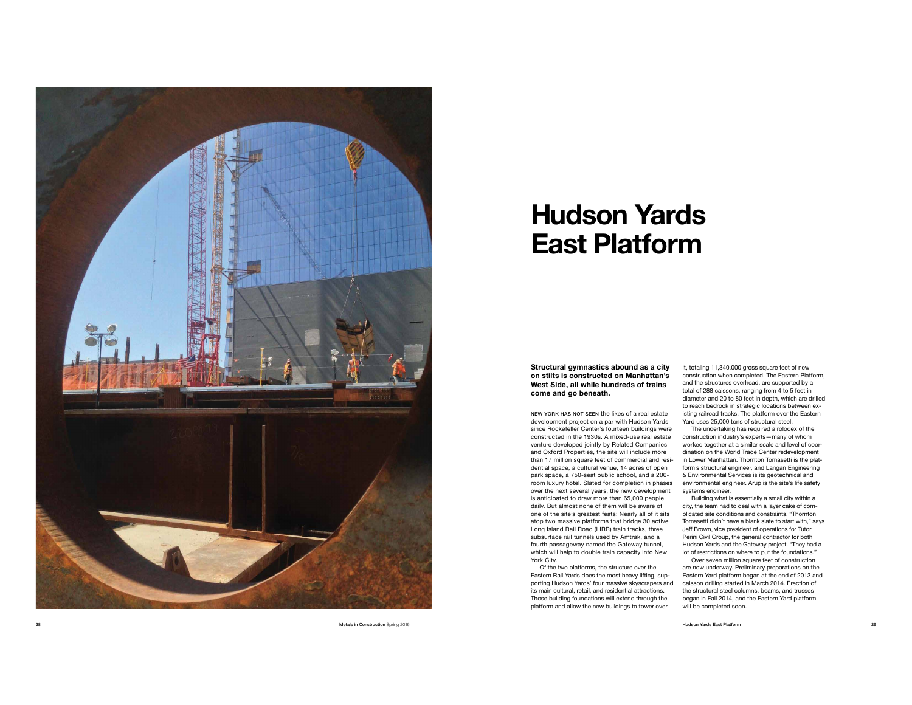# Hudson Yards East Platform

**Structural gymnastics abound as a city on stilts is constructed on Manhattan's West Side, all while hundreds of trains come and go beneath.**

NEW YORK HAS NOT SEEN the likes of a real estate development project on a par with Hudson Yards since Rockefeller Center's fourteen buildings were constructed in the 1930s. A mixed-use real estate venture developed jointly by Related Companies and Oxford Properties, the site will include more than 17 million square feet of commercial and residential space, a cultural venue, 14 acres of open park space, a 750-seat public school, and a 200-room luxury hotel. Slated for completion in phases over the next several years, the new development is anticipated to draw more than 65,000 people daily. But almost none of them will be aware of one of the site's greatest feats: Nearly all of it sits atop two massive platforms that bridge 30 active Long Island Rail Road (LIRR) train tracks, three subsurface rail tunnels used by Amtrak, and a fourth passageway named the Gateway tunnel, which will help to double train capacity into New York City.

Of the two platforms, the structure over the Eastern Rail Yards does the most heavy lifting, supporting Hudson Yards' four massive skyscrapers and its main cultural, retail, and residential attractions. Those building foundations will extend through the platform and allow the new buildings to tower over it, totaling 11,340,000 gross square feet of new construction when completed. The Eastern Platform, and the structures overhead, are supported by a total of 288 caissons, ranging from 4 to 5 feet in diameter and 20 to 80 feet in depth, which are drilled to reach bedrock in strategic locations between existing railroad tracks. The platform over the Eastern Yard uses 25,000 tons of structural steel.

The undertaking has required a rolodex of the construction industry's experts—many of whom worked together at a similar scale and level of coordination on the World Trade Center redevelopment in Lower Manhattan. Thornton Tomasetti is the platform's structural engineer, and Langan Engineering & Environmental Services is its geotechnical and environmental engineer. Arup is the site's life safety systems engineer.

Building what is essentially a small city within a city, the team had to deal with a layer cake of complicated site conditions and constraints. "Thornton Tomasetti didn't have a blank slate to start with," says Jeff Brown, vice president of operations for Tutor Perini Civil Group, the general contractor for both Hudson Yards and the Gateway project. "They had a lot of restrictions on where to put the foundations."

Over seven million square feet of construction are now underway. Preliminary preparations on the Eastern Yard platform began at the end of 2013 and caisson drilling started in March 2014. Erection of the structural steel columns, beams, and trusses began in Fall 2014, and the Eastern Yard platform will be completed soon.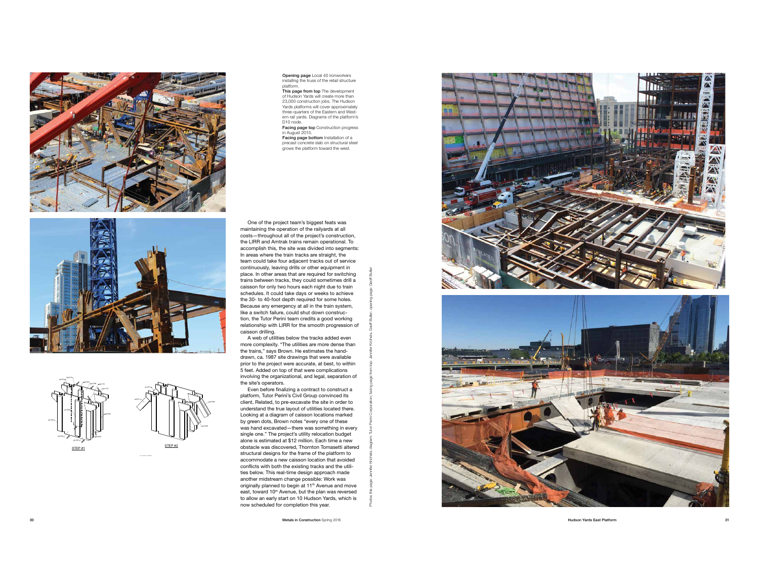**Opening page** Local 40 ironworkers installing the truss of the retail structure platform.
**This page from top** The development of Hudson Yards will create more than 23,000 construction jobs. The Hudson Yards platforms will cover approximately three-quarters of the Eastern and Western rail yards. Diagrams of the platform's D10 node.
**Facing page top** Construction progress in August 2015.
**Facing page bottom** Installation of a precast concrete slab on structural steel grows the platform toward the west.

STEP #1

STEP #2

One of the project team's biggest feats was maintaining the operation of the railyards at all costs—throughout all of the project's construction, the LIRR and Amtrak trains remain operational. To accomplish this, the site was divided into segments: In areas where the train tracks are straight, the team could take four adjacent tracks out of service continuously, leaving drills or other equipment in place. In other areas that are required for switching trains between tracks, they could sometimes drill a caisson for only two hours each night due to train schedules. It could take days or weeks to achieve the 30- to 40-foot depth required for some holes. Because any emergency at all in the train system, like a switch failure, could shut down construction, the Tutor Perini team credits a good working relationship with LIRR for the smooth progression of caisson drilling.

A web of utilities below the tracks added even more complexity. "The utilities are more dense than the trains," says Brown. He estimates the hand-drawn, ca. 1987 site drawings that were available prior to the project were accurate, at best, to within 5 feet. Added on top of that were complications involving the organizational, and legal, separation of the site's operators.

Even before finalizing a contract to construct a platform, Tutor Perini's Civil Group convinced its client, Related, to pre-excavate the site in order to understand the true layout of utilities located there. Looking at a diagram of caisson locations marked by green dots, Brown notes "every one of these was hand excavated—there was something in every single one." The project's utility relocation budget alone is estimated at $12 million. Each time a new obstacle was discovered, Thornton Tomasetti altered structural designs for the frame of the platform to accommodate a new caisson location that avoided conflicts with both the existing tracks and the utilities below. This real-time design approach made another midstream change possible: Work was originally planned to begin at 11th Avenue and move east, toward 10th Avenue, but the plan was reversed to allow an early start on 10 Hudson Yards, which is now scheduled for completion this year.

Photos this page: Jennifer Krichels; diagram: Tutor Perini Corporation; facing page from top: Jennifer Krichels, Geoff Butler; opening page: Geoff Butler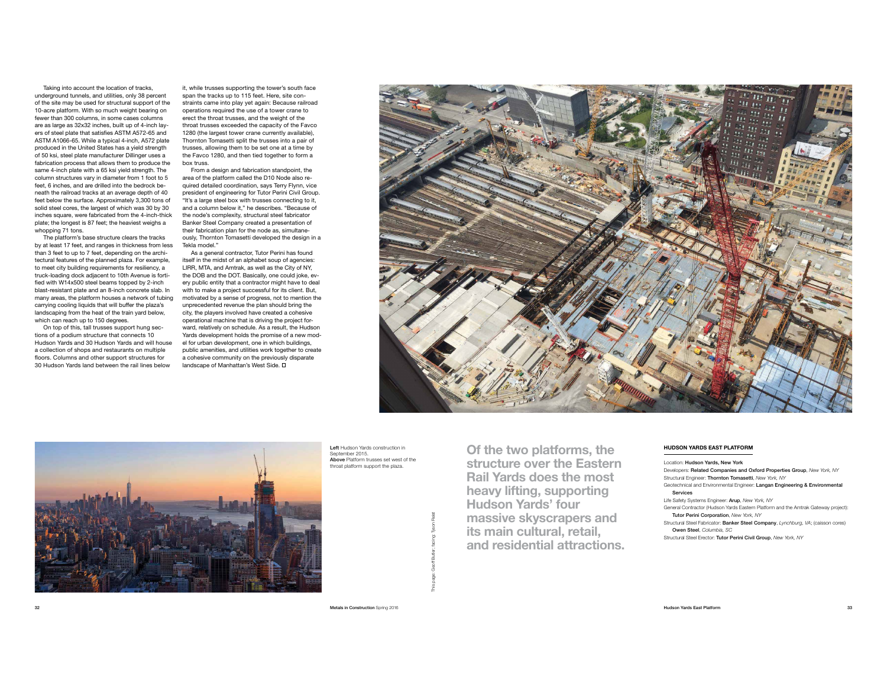Taking into account the location of tracks, underground tunnels, and utilities, only 38 percent of the site may be used for structural support of the 10-acre platform. With so much weight bearing on fewer than 300 columns, in some cases columns are as large as 32x32 inches, built up of 4-inch layers of steel plate that satisfies ASTM A572-65 and ASTM A1066-65. While a typical 4-inch, A572 plate produced in the United States has a yield strength of 50 ksi, steel plate manufacturer Dillinger uses a fabrication process that allows them to produce the same 4-inch plate with a 65 ksi yield strength. The column structures vary in diameter from 1 foot to 5 feet, 6 inches, and are drilled into the bedrock beneath the railroad tracks at an average depth of 40 feet below the surface. Approximately 3,300 tons of solid steel cores, the largest of which was 30 by 30 inches square, were fabricated from the 4-inch-thick plate; the longest is 87 feet; the heaviest weighs a whopping 71 tons.

The platform's base structure clears the tracks by at least 17 feet, and ranges in thickness from less than 3 feet to up to 7 feet, depending on the architectural features of the planned plaza. For example, to meet city building requirements for resiliency, a truck-loading dock adjacent to 10th Avenue is fortified with W14x500 steel beams topped by 2-inch blast-resistant plate and an 8-inch concrete slab. In many areas, the platform houses a network of tubing carrying cooling liquids that will buffer the plaza's landscaping from the heat of the train yard below, which can reach up to 150 degrees.

On top of this, tall trusses support hung sections of a podium structure that connects 10 Hudson Yards and 30 Hudson Yards and will house a collection of shops and restaurants on multiple floors. Columns and other support structures for 30 Hudson Yards land between the rail lines below it, while trusses supporting the tower's south face span the tracks up to 115 feet. Here, site constraints came into play yet again: Because railroad operations required the use of a tower crane to erect the throat trusses, and the weight of the throat trusses exceeded the capacity of the Favco 1280 (the largest tower crane currently available), Thornton Tomasetti split the trusses into a pair of trusses, allowing them to be set one at a time by the Favco 1280, and then tied together to form a box truss.

From a design and fabrication standpoint, the area of the platform called the D10 Node also required detailed coordination, says Terry Flynn, vice president of engineering for Tutor Perini Civil Group. "It's a large steel box with trusses connecting to it, and a column below it," he describes. "Because of the node's complexity, structural steel fabricator Banker Steel Company created a presentation of their fabrication plan for the node as, simultaneously, Thornton Tomasetti developed the design in a Tekla model."

As a general contractor, Tutor Perini has found itself in the midst of an alphabet soup of agencies: LIRR, MTA, and Amtrak, as well as the City of NY, the DOB and the DOT. Basically, one could joke, every public entity that a contractor might have to deal with to make a project successful for its client. But, motivated by a sense of progress, not to mention the unprecedented revenue the plan should bring the city, the players involved have created a cohesive operational machine that is driving the project forward, relatively on schedule. As a result, the Hudson Yards development holds the promise of a new model for urban development, one in which buildings, public amenities, and utilities work together to create a cohesive community on the previously disparate landscape of Manhattan's West Side. □

**Left** Hudson Yards construction in September 2015.
**Above** Platform trusses set west of the throat platform support the plaza.

This page: Geoff Butler; facing: Tyson Reist

**Of the two platforms, the structure over the Eastern Rail Yards does the most heavy lifting, supporting Hudson Yards' four massive skyscrapers and its main cultural, retail, and residential attractions.**

#### HUDSON YARDS EAST PLATFORM

Location: **Hudson Yards, New York**

Developers: **Related Companies and Oxford Properties Group**, *New York, NY*

Structural Engineer: **Thornton Tomasetti**, *New York, NY*

Geotechnical and Environmental Engineer: **Langan Engineering & Environmental Services**

Life Safety Systems Engineer: **Arup**, *New York, NY*

General Contractor (Hudson Yards Eastern Platform and the Amtrak Gateway project): **Tutor Perini Corporation**, *New York, NY*

Structural Steel Fabricator: **Banker Steel Company**, *Lynchburg, VA*; (caisson cores) **Owen Steel**, *Columbia, SC*

Structural Steel Erector: **Tutor Perini Civil Group**, *New York, NY*